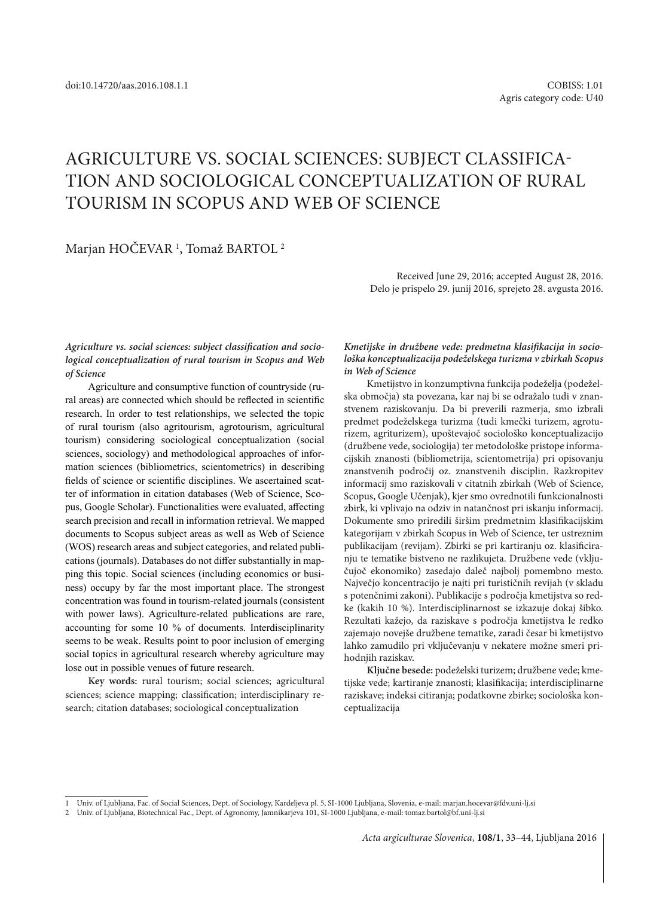doi:10.14720/aas.2016.108.1.1

COBISS: 1.01
Agris category code: U40

# AGRICULTURE VS. SOCIAL SCIENCES: SUBJECT CLASSIFICATION AND SOCIOLOGICAL CONCEPTUALIZATION OF RURAL TOURISM IN SCOPUS AND WEB OF SCIENCE

Marjan HOČEVAR [1], Tomaž BARTOL [2]

Received June 29, 2016; accepted August 28, 2016.
Delo je prispelo 29. junij 2016, sprejeto 28. avgusta 2016.

***Agriculture vs. social sciences: subject classification and sociological conceptualization of rural tourism in Scopus and Web of Science***

Agriculture and consumptive function of countryside (rural areas) are connected which should be reflected in scientific research. In order to test relationships, we selected the topic of rural tourism (also agritourism, agrotourism, agricultural tourism) considering sociological conceptualization (social sciences, sociology) and methodological approaches of information sciences (bibliometrics, scientometrics) in describing fields of science or scientific disciplines. We ascertained scatter of information in citation databases (Web of Science, Scopus, Google Scholar). Functionalities were evaluated, affecting search precision and recall in information retrieval. We mapped documents to Scopus subject areas as well as Web of Science (WOS) research areas and subject categories, and related publications (journals). Databases do not differ substantially in mapping this topic. Social sciences (including economics or business) occupy by far the most important place. The strongest concentration was found in tourism-related journals (consistent with power laws). Agriculture-related publications are rare, accounting for some 10 % of documents. Interdisciplinarity seems to be weak. Results point to poor inclusion of emerging social topics in agricultural research whereby agriculture may lose out in possible venues of future research.

**Key words:** rural tourism; social sciences; agricultural sciences; science mapping; classification; interdisciplinary research; citation databases; sociological conceptualization

***Kmetijske in družbene vede: predmetna klasifikacija in sociološka konceptualizacija podeželskega turizma v zbirkah Scopus in Web of Science***

Kmetijstvo in konzumptivna funkcija podeželja (podeželska območja) sta povezana, kar naj bi se odražalo tudi v znanstvenem raziskovanju. Da bi preverili razmerja, smo izbrali predmet podeželskega turizma (tudi kmečki turizem, agroturizem, agriturizem), upoštevajoč sociološko konceptualizacijo (družbene vede, sociologija) ter metodološke pristope informacijskih znanosti (bibliometrija, scientometrija) pri opisovanju znanstvenih področij oz. znanstvenih disciplin. Razkropitev informacij smo raziskovali v citatnih zbirkah (Web of Science, Scopus, Google Učenjak), kjer smo ovrednotili funkcionalnosti zbirk, ki vplivajo na odziv in natančnost pri iskanju informacij. Dokumente smo priredili širšim predmetnim klasifikacijskim kategorijam v zbirkah Scopus in Web of Science, ter ustreznim publikacijam (revijam). Zbirki se pri kartiranju oz. klasificiranju te tematike bistveno ne razlikujeta. Družbene vede (vključujoč ekonomiko) zasedajo daleč najbolj pomembno mesto. Največjo koncentracijo je najti pri turističnih revijah (v skladu s potenčnimi zakoni). Publikacije s področja kmetijstva so redke (kakih 10 %). Interdisciplinarnost se izkazuje dokaj šibko. Rezultati kažejo, da raziskave s področja kmetijstva le redko zajemajo novejše družbene tematike, zaradi česar bi kmetijstvo lahko zamudilo pri vključevanju v nekatere možne smeri prihodnjih raziskav.

**Ključne besede:** podeželski turizem; družbene vede; kmetijske vede; kartiranje znanosti; klasifikacija; interdisciplinarne raziskave; indeksi citiranja; podatkovne zbirke; sociološka konceptualizacija

---

1 Univ. of Ljubljana, Fac. of Social Sciences, Dept. of Sociology, Kardeljeva pl. 5, SI-1000 Ljubljana, Slovenia, e-mail: marjan.hocevar@fdv.uni-lj.si

2 Univ. of Ljubljana, Biotechnical Fac., Dept. of Agronomy, Jamnikarjeva 101, SI-1000 Ljubljana, e-mail: tomaz.bartol@bf.uni-lj.si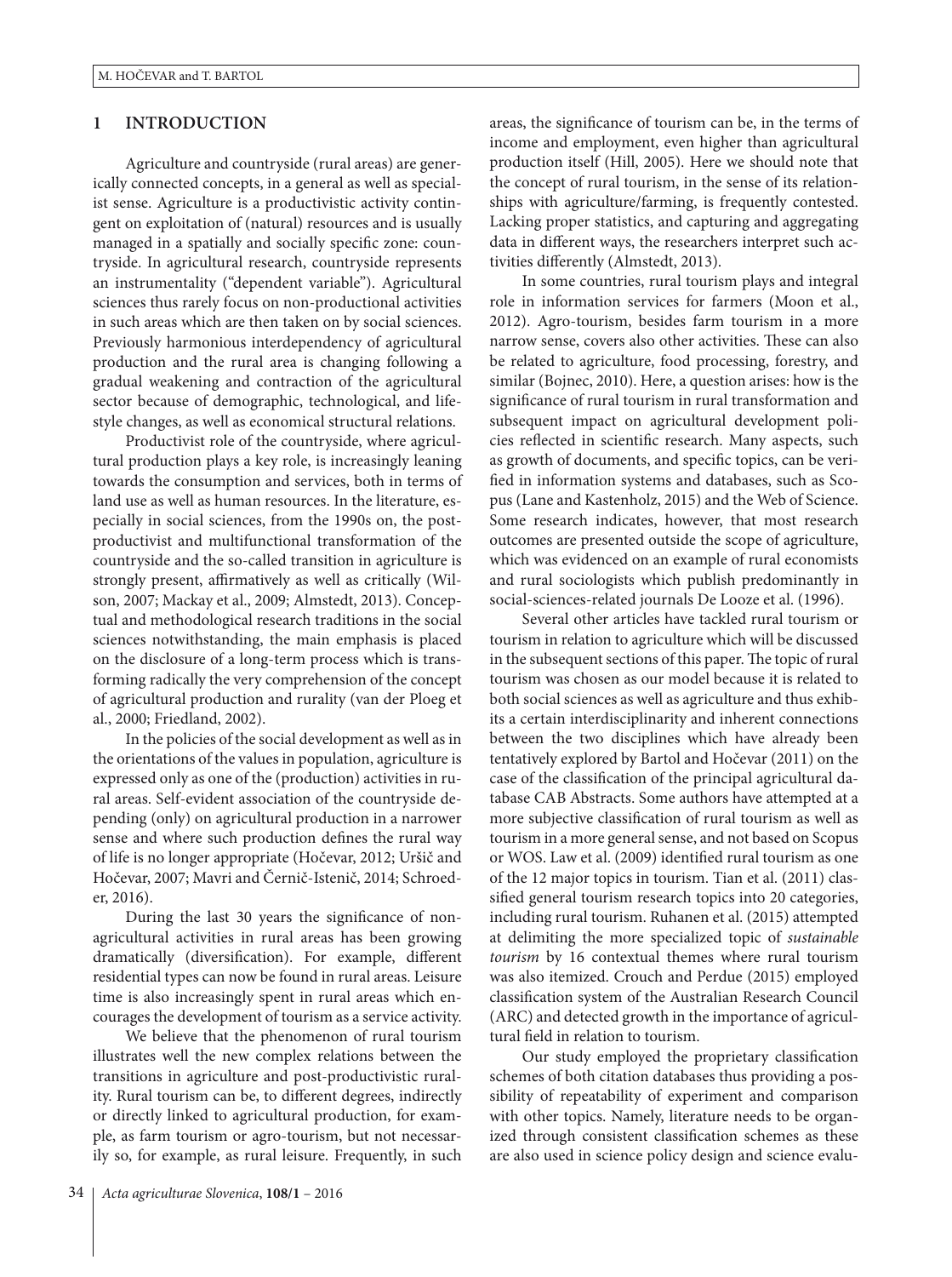## 1 INTRODUCTION

Agriculture and countryside (rural areas) are generically connected concepts, in a general as well as specialist sense. Agriculture is a productivistic activity contingent on exploitation of (natural) resources and is usually managed in a spatially and socially specific zone: countryside. In agricultural research, countryside represents an instrumentality ("dependent variable"). Agricultural sciences thus rarely focus on non-productional activities in such areas which are then taken on by social sciences. Previously harmonious interdependency of agricultural production and the rural area is changing following a gradual weakening and contraction of the agricultural sector because of demographic, technological, and lifestyle changes, as well as economical structural relations.

Productivist role of the countryside, where agricultural production plays a key role, is increasingly leaning towards the consumption and services, both in terms of land use as well as human resources. In the literature, especially in social sciences, from the 1990s on, the post-productivist and multifunctional transformation of the countryside and the so-called transition in agriculture is strongly present, affirmatively as well as critically (Wilson, 2007; Mackay et al., 2009; Almstedt, 2013). Conceptual and methodological research traditions in the social sciences notwithstanding, the main emphasis is placed on the disclosure of a long-term process which is transforming radically the very comprehension of the concept of agricultural production and rurality (van der Ploeg et al., 2000; Friedland, 2002).

In the policies of the social development as well as in the orientations of the values in population, agriculture is expressed only as one of the (production) activities in rural areas. Self-evident association of the countryside depending (only) on agricultural production in a narrower sense and where such production defines the rural way of life is no longer appropriate (Hočevar, 2012; Uršič and Hočevar, 2007; Mavri and Černič-Istenič, 2014; Schroeder, 2016).

During the last 30 years the significance of non-agricultural activities in rural areas has been growing dramatically (diversification). For example, different residential types can now be found in rural areas. Leisure time is also increasingly spent in rural areas which encourages the development of tourism as a service activity.

We believe that the phenomenon of rural tourism illustrates well the new complex relations between the transitions in agriculture and post-productivistic rurality. Rural tourism can be, to different degrees, indirectly or directly linked to agricultural production, for example, as farm tourism or agro-tourism, but not necessarily so, for example, as rural leisure. Frequently, in such areas, the significance of tourism can be, in the terms of income and employment, even higher than agricultural production itself (Hill, 2005). Here we should note that the concept of rural tourism, in the sense of its relationships with agriculture/farming, is frequently contested. Lacking proper statistics, and capturing and aggregating data in different ways, the researchers interpret such activities differently (Almstedt, 2013).

In some countries, rural tourism plays and integral role in information services for farmers (Moon et al., 2012). Agro-tourism, besides farm tourism in a more narrow sense, covers also other activities. These can also be related to agriculture, food processing, forestry, and similar (Bojnec, 2010). Here, a question arises: how is the significance of rural tourism in rural transformation and subsequent impact on agricultural development policies reflected in scientific research. Many aspects, such as growth of documents, and specific topics, can be verified in information systems and databases, such as Scopus (Lane and Kastenholz, 2015) and the Web of Science. Some research indicates, however, that most research outcomes are presented outside the scope of agriculture, which was evidenced on an example of rural economists and rural sociologists which publish predominantly in social-sciences-related journals De Looze et al. (1996).

Several other articles have tackled rural tourism or tourism in relation to agriculture which will be discussed in the subsequent sections of this paper. The topic of rural tourism was chosen as our model because it is related to both social sciences as well as agriculture and thus exhibits a certain interdisciplinarity and inherent connections between the two disciplines which have already been tentatively explored by Bartol and Hočevar (2011) on the case of the classification of the principal agricultural database CAB Abstracts. Some authors have attempted at a more subjective classification of rural tourism as well as tourism in a more general sense, and not based on Scopus or WOS. Law et al. (2009) identified rural tourism as one of the 12 major topics in tourism. Tian et al. (2011) classified general tourism research topics into 20 categories, including rural tourism. Ruhanen et al. (2015) attempted at delimiting the more specialized topic of *sustainable tourism* by 16 contextual themes where rural tourism was also itemized. Crouch and Perdue (2015) employed classification system of the Australian Research Council (ARC) and detected growth in the importance of agricultural field in relation to tourism.

Our study employed the proprietary classification schemes of both citation databases thus providing a possibility of repeatability of experiment and comparison with other topics. Namely, literature needs to be organized through consistent classification schemes as these are also used in science policy design and science evalu-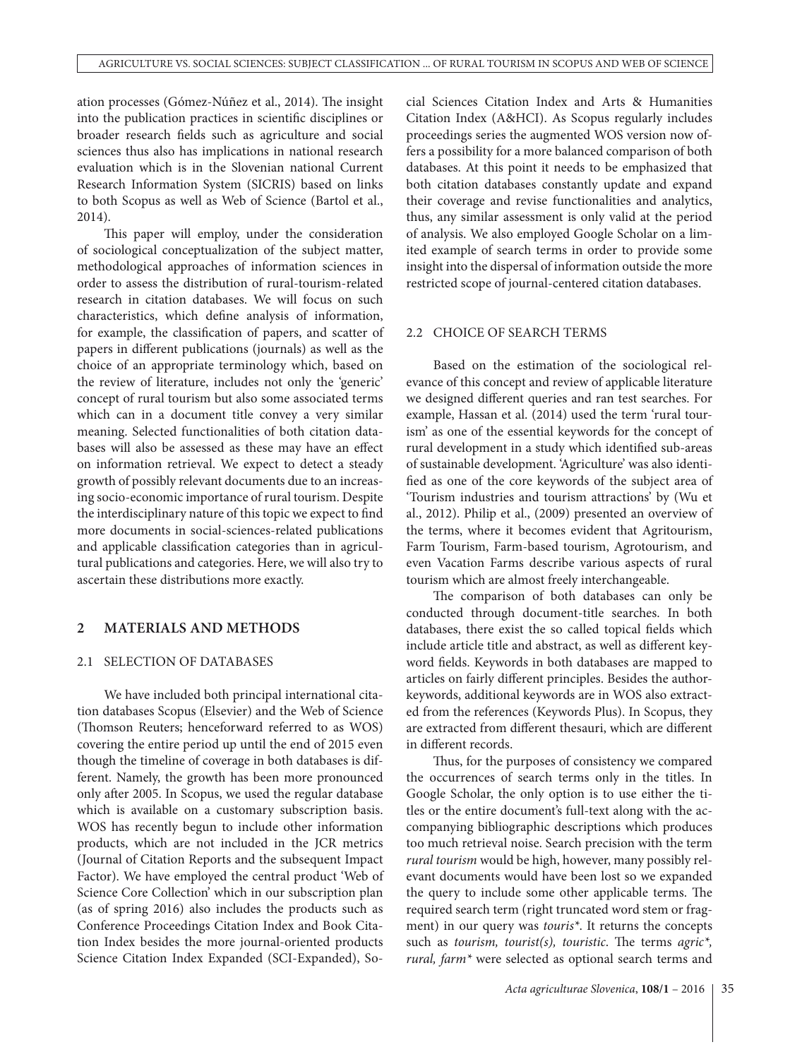ation processes (Gómez-Núñez et al., 2014). The insight into the publication practices in scientific disciplines or broader research fields such as agriculture and social sciences thus also has implications in national research evaluation which is in the Slovenian national Current Research Information System (SICRIS) based on links to both Scopus as well as Web of Science (Bartol et al., 2014).

This paper will employ, under the consideration of sociological conceptualization of the subject matter, methodological approaches of information sciences in order to assess the distribution of rural-tourism-related research in citation databases. We will focus on such characteristics, which define analysis of information, for example, the classification of papers, and scatter of papers in different publications (journals) as well as the choice of an appropriate terminology which, based on the review of literature, includes not only the 'generic' concept of rural tourism but also some associated terms which can in a document title convey a very similar meaning. Selected functionalities of both citation databases will also be assessed as these may have an effect on information retrieval. We expect to detect a steady growth of possibly relevant documents due to an increasing socio-economic importance of rural tourism. Despite the interdisciplinary nature of this topic we expect to find more documents in social-sciences-related publications and applicable classification categories than in agricultural publications and categories. Here, we will also try to ascertain these distributions more exactly.

## 2 MATERIALS AND METHODS

### 2.1 SELECTION OF DATABASES

We have included both principal international citation databases Scopus (Elsevier) and the Web of Science (Thomson Reuters; henceforward referred to as WOS) covering the entire period up until the end of 2015 even though the timeline of coverage in both databases is different. Namely, the growth has been more pronounced only after 2005. In Scopus, we used the regular database which is available on a customary subscription basis. WOS has recently begun to include other information products, which are not included in the JCR metrics (Journal of Citation Reports and the subsequent Impact Factor). We have employed the central product 'Web of Science Core Collection' which in our subscription plan (as of spring 2016) also includes the products such as Conference Proceedings Citation Index and Book Citation Index besides the more journal-oriented products Science Citation Index Expanded (SCI-Expanded), Social Sciences Citation Index and Arts & Humanities Citation Index (A&HCI). As Scopus regularly includes proceedings series the augmented WOS version now offers a possibility for a more balanced comparison of both databases. At this point it needs to be emphasized that both citation databases constantly update and expand their coverage and revise functionalities and analytics, thus, any similar assessment is only valid at the period of analysis. We also employed Google Scholar on a limited example of search terms in order to provide some insight into the dispersal of information outside the more restricted scope of journal-centered citation databases.

### 2.2 CHOICE OF SEARCH TERMS

Based on the estimation of the sociological relevance of this concept and review of applicable literature we designed different queries and ran test searches. For example, Hassan et al. (2014) used the term 'rural tourism' as one of the essential keywords for the concept of rural development in a study which identified sub-areas of sustainable development. 'Agriculture' was also identified as one of the core keywords of the subject area of 'Tourism industries and tourism attractions' by (Wu et al., 2012). Philip et al., (2009) presented an overview of the terms, where it becomes evident that Agritourism, Farm Tourism, Farm-based tourism, Agrotourism, and even Vacation Farms describe various aspects of rural tourism which are almost freely interchangeable.

The comparison of both databases can only be conducted through document-title searches. In both databases, there exist the so called topical fields which include article title and abstract, as well as different keyword fields. Keywords in both databases are mapped to articles on fairly different principles. Besides the author-keywords, additional keywords are in WOS also extracted from the references (Keywords Plus). In Scopus, they are extracted from different thesauri, which are different in different records.

Thus, for the purposes of consistency we compared the occurrences of search terms only in the titles. In Google Scholar, the only option is to use either the titles or the entire document's full-text along with the accompanying bibliographic descriptions which produces too much retrieval noise. Search precision with the term *rural tourism* would be high, however, many possibly relevant documents would have been lost so we expanded the query to include some other applicable terms. The required search term (right truncated word stem or fragment) in our query was *touris**. It returns the concepts such as *tourism, tourist(s), touristic*. The terms *agric*, rural, farm** were selected as optional search terms and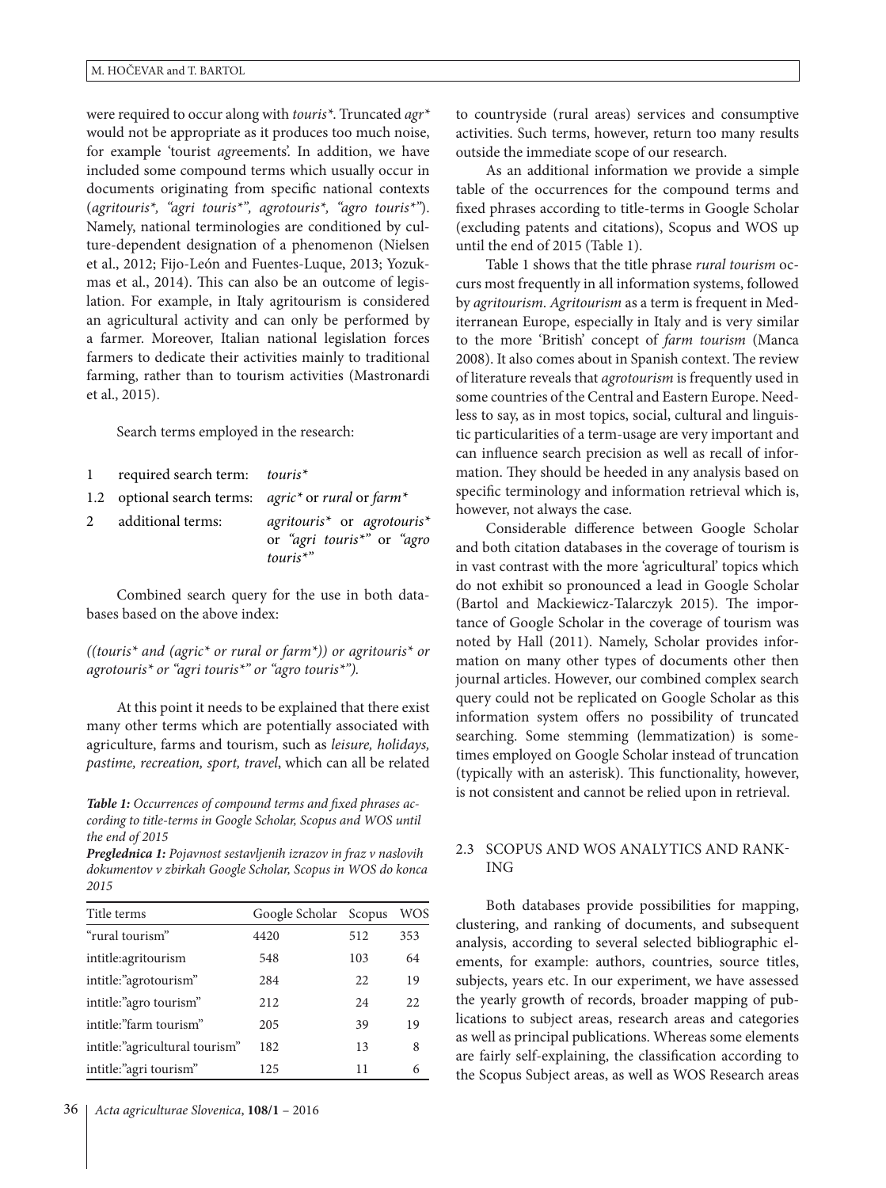were required to occur along with *touris**. Truncated *agr** would not be appropriate as it produces too much noise, for example 'tourist *agr*eements'. In addition, we have included some compound terms which usually occur in documents originating from specific national contexts (*agritouris*, "agri touris*", agrotouris*, "agro touris*"*). Namely, national terminologies are conditioned by culture-dependent designation of a phenomenon (Nielsen et al., 2012; Fijo-León and Fuentes-Luque, 2013; Yozukmas et al., 2014). This can also be an outcome of legislation. For example, in Italy agritourism is considered an agricultural activity and can only be performed by a farmer. Moreover, Italian national legislation forces farmers to dedicate their activities mainly to traditional farming, rather than to tourism activities (Mastronardi et al., 2015).

Search terms employed in the research:

| | | |
|---|---|---|
| 1 | required search term: | *touris** |
| 1.2 | optional search terms: | *agric** or *rural* or *farm** |
| 2 | additional terms: | *agritouris** or *agrotouris** or *"agri touris*"* or *"agro touris*"* |

Combined search query for the use in both databases based on the above index:

*((touris* and (agric* or rural or farm*)) or agritouris* or agrotouris* or "agri touris*" or "agro touris*").*

At this point it needs to be explained that there exist many other terms which are potentially associated with agriculture, farms and tourism, such as *leisure, holidays, pastime, recreation, sport, travel*, which can all be related to countryside (rural areas) services and consumptive activities. Such terms, however, return too many results outside the immediate scope of our research.

As an additional information we provide a simple table of the occurrences for the compound terms and fixed phrases according to title-terms in Google Scholar (excluding patents and citations), Scopus and WOS up until the end of 2015 (Table 1).

***Table 1:** Occurrences of compound terms and fixed phrases according to title-terms in Google Scholar, Scopus and WOS until the end of 2015*

***Preglednica 1:** Pojavnost sestavljenih izrazov in fraz v naslovih dokumentov v zbirkah Google Scholar, Scopus in WOS do konca 2015*

| Title terms | Google Scholar | Scopus | WOS |
|---|---|---|---|
| "rural tourism" | 4420 | 512 | 353 |
| intitle:agritourism | 548 | 103 | 64 |
| intitle:"agrotourism" | 284 | 22 | 19 |
| intitle:"agro tourism" | 212 | 24 | 22 |
| intitle:"farm tourism" | 205 | 39 | 19 |
| intitle:"agricultural tourism" | 182 | 13 | 8 |
| intitle:"agri tourism" | 125 | 11 | 6 |

Table 1 shows that the title phrase *rural tourism* occurs most frequently in all information systems, followed by *agritourism*. *Agritourism* as a term is frequent in Mediterranean Europe, especially in Italy and is very similar to the more 'British' concept of *farm tourism* (Manca 2008). It also comes about in Spanish context. The review of literature reveals that *agrotourism* is frequently used in some countries of the Central and Eastern Europe. Needless to say, as in most topics, social, cultural and linguistic particularities of a term-usage are very important and can influence search precision as well as recall of information. They should be heeded in any analysis based on specific terminology and information retrieval which is, however, not always the case.

Considerable difference between Google Scholar and both citation databases in the coverage of tourism is in vast contrast with the more 'agricultural' topics which do not exhibit so pronounced a lead in Google Scholar (Bartol and Mackiewicz-Talarczyk 2015). The importance of Google Scholar in the coverage of tourism was noted by Hall (2011). Namely, Scholar provides information on many other types of documents other then journal articles. However, our combined complex search query could not be replicated on Google Scholar as this information system offers no possibility of truncated searching. Some stemming (lemmatization) is sometimes employed on Google Scholar instead of truncation (typically with an asterisk). This functionality, however, is not consistent and cannot be relied upon in retrieval.

### 2.3 SCOPUS AND WOS ANALYTICS AND RANKING

Both databases provide possibilities for mapping, clustering, and ranking of documents, and subsequent analysis, according to several selected bibliographic elements, for example: authors, countries, source titles, subjects, years etc. In our experiment, we have assessed the yearly growth of records, broader mapping of publications to subject areas, research areas and categories as well as principal publications. Whereas some elements are fairly self-explaining, the classification according to the Scopus Subject areas, as well as WOS Research areas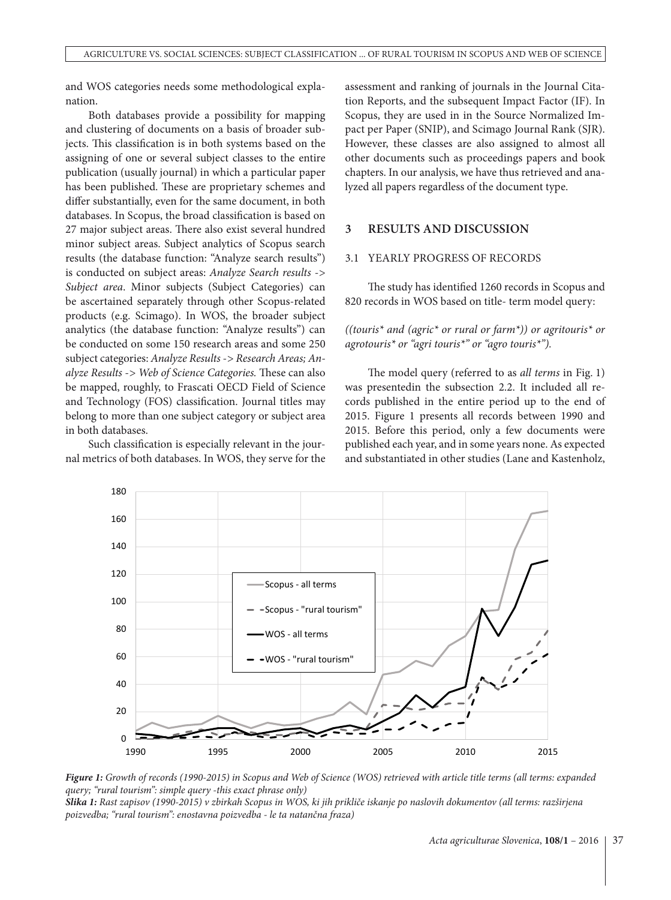and WOS categories needs some methodological explanation.

Both databases provide a possibility for mapping and clustering of documents on a basis of broader subjects. This classification is in both systems based on the assigning of one or several subject classes to the entire publication (usually journal) in which a particular paper has been published. These are proprietary schemes and differ substantially, even for the same document, in both databases. In Scopus, the broad classification is based on 27 major subject areas. There also exist several hundred minor subject areas. Subject analytics of Scopus search results (the database function: "Analyze Search results") is conducted on subject areas: *Analyze Search results -> Subject area*. Minor subjects (Subject Categories) can be ascertained separately through other Scopus-related products (e.g. Scimago). In WOS, the broader subject analytics (the database function: "Analyze results") can be conducted on some 150 research areas and some 250 subject categories: *Analyze Results -> Research Areas; Analyze Results -> Web of Science Categories.* These can also be mapped, roughly, to Frascati OECD Field of Science and Technology (FOS) classification. Journal titles may belong to more than one subject category or subject area in both databases.

Such classification is especially relevant in the journal metrics of both databases. In WOS, they serve for the assessment and ranking of journals in the Journal Citation Reports, and the subsequent Impact Factor (IF). In Scopus, they are used in in the Source Normalized Impact per Paper (SNIP), and Scimago Journal Rank (SJR). However, these classes are also assigned to almost all other documents such as proceedings papers and book chapters. In our analysis, we have thus retrieved and analyzed all papers regardless of the document type.

## 3 RESULTS AND DISCUSSION

### 3.1 YEARLY PROGRESS OF RECORDS

The study has identified 1260 records in Scopus and 820 records in WOS based on title- term model query:

*((touris* and (agric* or rural or farm*)) or agritouris* or agrotouris* or "agri touris*" or "agro touris*").*

The model query (referred to as *all terms* in Fig. 1) was presentedin the subsection 2.2. It included all records published in the entire period up to the end of 2015. Figure 1 presents all records between 1990 and 2015. Before this period, only a few documents were published each year, and in some years none. As expected and substantiated in other studies (Lane and Kastenholz,

***Figure 1:*** *Growth of records (1990-2015) in Scopus and Web of Science (WOS) retrieved with article title terms (all terms: expanded query; "rural tourism": simple query -this exact phrase only)*

***Slika 1:*** *Rast zapisov (1990-2015) v zbirkah Scopus in WOS, ki jih prikliče iskanje po naslovih dokumentov (all terms: razširjena poizvedba; "rural tourism": enostavna poizvedba - le ta natančna fraza)*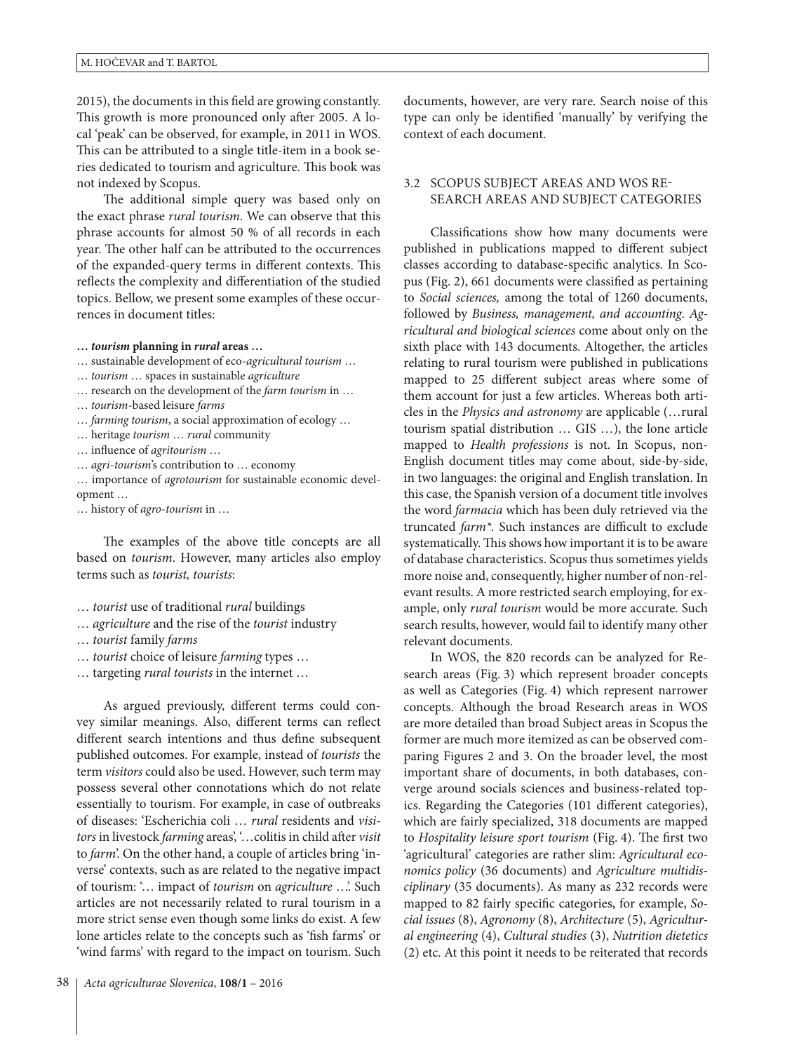2015), the documents in this field are growing constantly. This growth is more pronounced only after 2005. A local 'peak' can be observed, for example, in 2011 in WOS. This can be attributed to a single title-item in a book series dedicated to tourism and agriculture. This book was not indexed by Scopus.

The additional simple query was based only on the exact phrase *rural tourism*. We can observe that this phrase accounts for almost 50 % of all records in each year. The other half can be attributed to the occurrences of the expanded-query terms in different contexts. This reflects the complexity and differentiation of the studied topics. Bellow, we present some examples of these occurrences in document titles:

**… *tourism* planning in *rural* areas …**
… sustainable development of eco-*agricultural tourism* …
… *tourism* … spaces in sustainable *agriculture*
… research on the development of the *farm tourism* in …
… *tourism*-based leisure *farms*
… *farming tourism*, a social approximation of ecology …
… heritage *tourism* … *rural* community
… influence of *agritourism* …
… *agri-tourism*'s contribution to … economy
… importance of *agrotourism* for sustainable economic development …
… history of *agro-tourism* in …

The examples of the above title concepts are all based on *tourism*. However, many articles also employ terms such as *tourist, tourists*:

… *tourist* use of traditional *rural* buildings
… *agriculture* and the rise of the *tourist* industry
… *tourist* family *farms*
… *tourist* choice of leisure *farming* types …
… targeting *rural tourists* in the internet …

As argued previously, different terms could convey similar meanings. Also, different terms can reflect different search intentions and thus define subsequent published outcomes. For example, instead of *tourists* the term *visitors* could also be used. However, such term may possess several other connotations which do not relate essentially to tourism. For example, in case of outbreaks of diseases: 'Escherichia coli … *rural* residents and *visitors* in livestock *farming* areas', '…colitis in child after *visit* to *farm*'. On the other hand, a couple of articles bring 'inverse' contexts, such as are related to the negative impact of tourism: '… impact of *tourism* on *agriculture* …'. Such articles are not necessarily related to rural tourism in a more strict sense even though some links do exist. A few lone articles relate to the concepts such as 'fish farms' or 'wind farms' with regard to the impact on tourism. Such documents, however, are very rare. Search noise of this type can only be identified 'manually' by verifying the context of each document.

### 3.2 SCOPUS SUBJECT AREAS AND WOS RESEARCH AREAS AND SUBJECT CATEGORIES

Classifications show how many documents were published in publications mapped to different subject classes according to database-specific analytics. In Scopus (Fig. 2), 661 documents were classified as pertaining to *Social sciences,* among the total of 1260 documents, followed by *Business, management, and accounting*. *Agricultural and biological sciences* come about only on the sixth place with 143 documents. Altogether, the articles relating to rural tourism were published in publications mapped to 25 different subject areas where some of them account for just a few articles. Whereas both articles in the *Physics and astronomy* are applicable (…rural tourism spatial distribution … GIS …), the lone article mapped to *Health professions* is not. In Scopus, non-English document titles may come about, side-by-side, in two languages: the original and English translation. In this case, the Spanish version of a document title involves the word *farmacia* which has been duly retrieved via the truncated *farm\**. Such instances are difficult to exclude systematically. This shows how important it is to be aware of database characteristics. Scopus thus sometimes yields more noise and, consequently, higher number of non-relevant results. A more restricted search employing, for example, only *rural tourism* would be more accurate. Such search results, however, would fail to identify many other relevant documents.

In WOS, the 820 records can be analyzed for Research areas (Fig. 3) which represent broader concepts as well as Categories (Fig. 4) which represent narrower concepts. Although the broad Research areas in WOS are more detailed than broad Subject areas in Scopus the former are much more itemized as can be observed comparing Figures 2 and 3. On the broader level, the most important share of documents, in both databases, converge around socials sciences and business-related topics. Regarding the Categories (101 different categories), which are fairly specialized, 318 documents are mapped to *Hospitality leisure sport tourism* (Fig. 4). The first two 'agricultural' categories are rather slim: *Agricultural economics policy* (36 documents) and *Agriculture multidisciplinary* (35 documents). As many as 232 records were mapped to 82 fairly specific categories, for example, *Social issues* (8), *Agronomy* (8), *Architecture* (5), *Agricultural engineering* (4), *Cultural studies* (3), *Nutrition dietetics* (2) etc. At this point it needs to be reiterated that records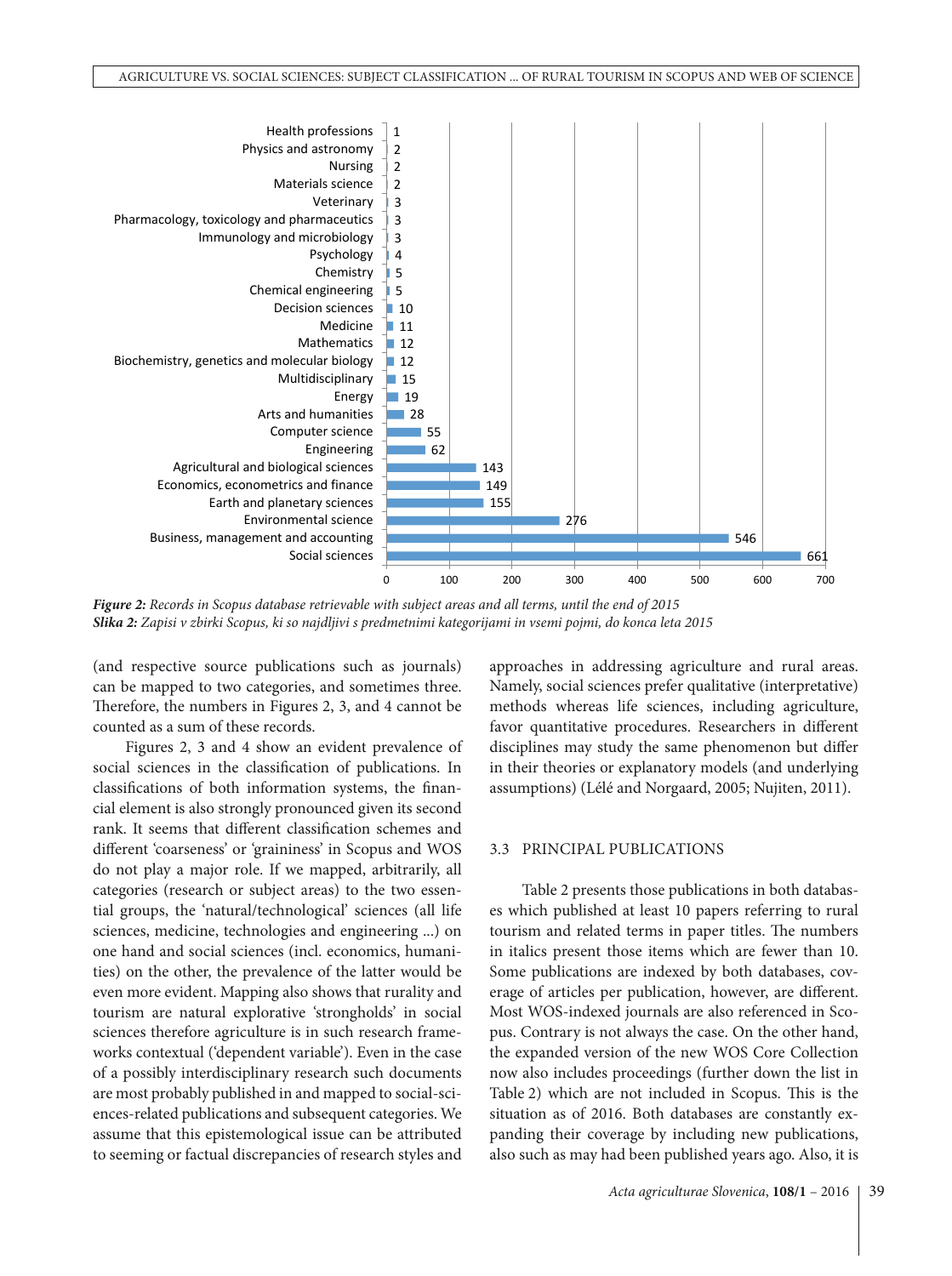Figure 2 (bar chart data):

| Subject area | Records |
|---|---|
| Health professions | 1 |
| Physics and astronomy | 2 |
| Nursing | 2 |
| Materials science | 2 |
| Veterinary | 3 |
| Pharmacology, toxicology and pharmaceutics | 3 |
| Immunology and microbiology | 3 |
| Psychology | 4 |
| Chemistry | 5 |
| Chemical engineering | 5 |
| Decision sciences | 10 |
| Medicine | 11 |
| Mathematics | 12 |
| Biochemistry, genetics and molecular biology | 12 |
| Multidisciplinary | 15 |
| Energy | 19 |
| Arts and humanities | 28 |
| Computer science | 55 |
| Engineering | 62 |
| Agricultural and biological sciences | 143 |
| Economics, econometrics and finance | 149 |
| Earth and planetary sciences | 155 |
| Environmental science | 276 |
| Business, management and accounting | 546 |
| Social sciences | 661 |

***Figure 2:** Records in Scopus database retrievable with subject areas and all terms, until the end of 2015*
***Slika 2:** Zapisi v zbirki Scopus, ki so najdljivi s predmetnimi kategorijami in vsemi pojmi, do konca leta 2015*

(and respective source publications such as journals) can be mapped to two categories, and sometimes three. Therefore, the numbers in Figures 2, 3, and 4 cannot be counted as a sum of these records.

Figures 2, 3 and 4 show an evident prevalence of social sciences in the classification of publications. In classifications of both information systems, the financial element is also strongly pronounced given its second rank. It seems that different classification schemes and different 'coarseness' or 'graininess' in Scopus and WOS do not play a major role. If we mapped, arbitrarily, all categories (research or subject areas) to the two essential groups, the 'natural/technological' sciences (all life sciences, medicine, technologies and engineering ...) on one hand and social sciences (incl. economics, humanities) on the other, the prevalence of the latter would be even more evident. Mapping also shows that rurality and tourism are natural explorative 'strongholds' in social sciences therefore agriculture is in such research frameworks contextual ('dependent variable'). Even in the case of a possibly interdisciplinary research such documents are most probably published in and mapped to social-sciences-related publications and subsequent categories. We assume that this epistemological issue can be attributed to seeming or factual discrepancies of research styles and approaches in addressing agriculture and rural areas. Namely, social sciences prefer qualitative (interpretative) methods whereas life sciences, including agriculture, favor quantitative procedures. Researchers in different disciplines may study the same phenomenon but differ in their theories or explanatory models (and underlying assumptions) (Lélé and Norgaard, 2005; Nujiten, 2011).

### 3.3 PRINCIPAL PUBLICATIONS

Table 2 presents those publications in both databases which published at least 10 papers referring to rural tourism and related terms in paper titles. The numbers in italics present those items which are fewer than 10. Some publications are indexed by both databases, coverage of articles per publication, however, are different. Most WOS-indexed journals are also referenced in Scopus. Contrary is not always the case. On the other hand, the expanded version of the new WOS Core Collection now also includes proceedings (further down the list in Table 2) which are not included in Scopus. This is the situation as of 2016. Both databases are constantly expanding their coverage by including new publications, also such as may had been published years ago. Also, it is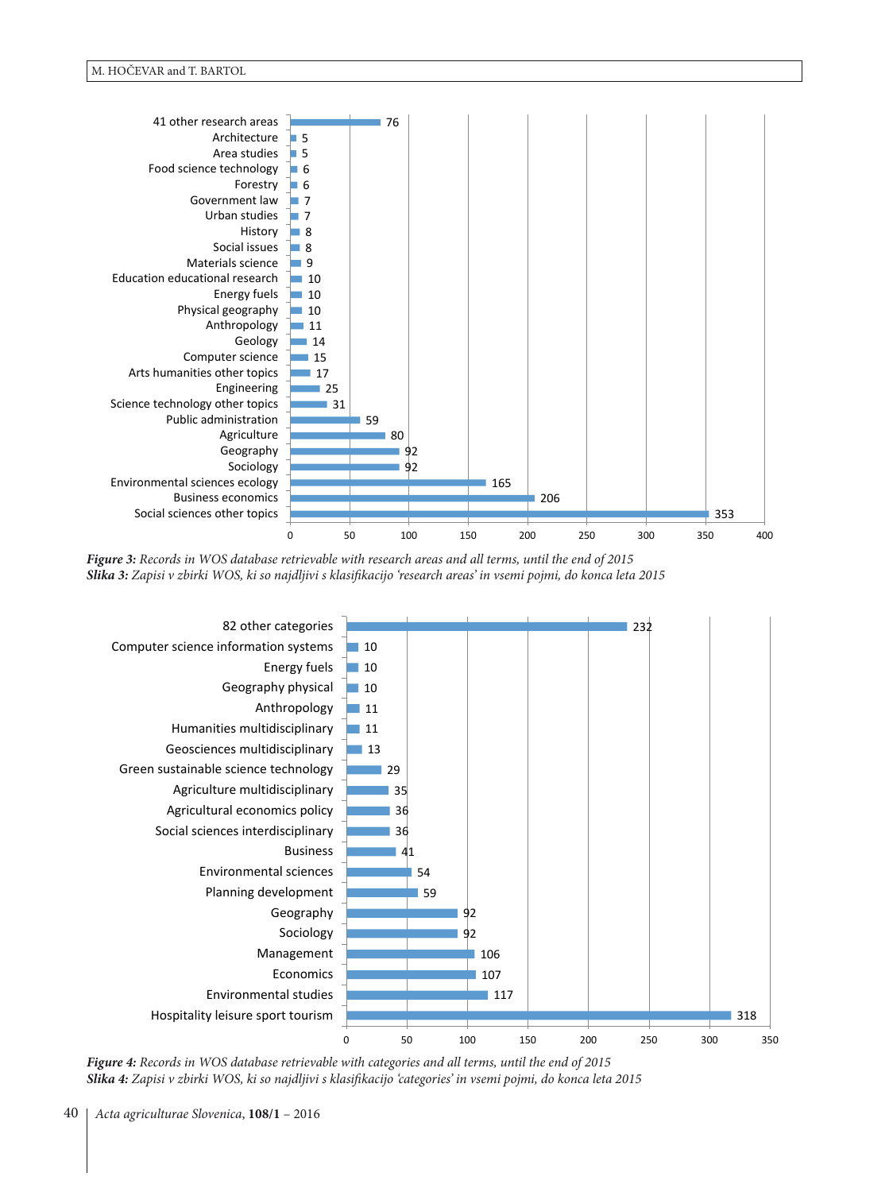| Research area | Records |
|---|---|
| 41 other research areas | 76 |
| Architecture | 5 |
| Area studies | 5 |
| Food science technology | 6 |
| Forestry | 6 |
| Government law | 7 |
| Urban studies | 7 |
| History | 8 |
| Social issues | 8 |
| Materials science | 9 |
| Education educational research | 10 |
| Energy fuels | 10 |
| Physical geography | 10 |
| Anthropology | 11 |
| Geology | 14 |
| Computer science | 15 |
| Arts humanities other topics | 17 |
| Engineering | 25 |
| Science technology other topics | 31 |
| Public administration | 59 |
| Agriculture | 80 |
| Geography | 92 |
| Sociology | 92 |
| Environmental sciences ecology | 165 |
| Business economics | 206 |
| Social sciences other topics | 353 |

***Figure 3:*** *Records in WOS database retrievable with research areas and all terms, until the end of 2015*
***Slika 3:*** *Zapisi v zbirki WOS, ki so najdljivi s klasifikacijo 'research areas' in vsemi pojmi, do konca leta 2015*

| Category | Records |
|---|---|
| 82 other categories | 232 |
| Computer science information systems | 10 |
| Energy fuels | 10 |
| Geography physical | 10 |
| Anthropology | 11 |
| Humanities multidisciplinary | 11 |
| Geosciences multidisciplinary | 13 |
| Green sustainable science technology | 29 |
| Agriculture multidisciplinary | 35 |
| Agricultural economics policy | 36 |
| Social sciences interdisciplinary | 36 |
| Business | 41 |
| Environmental sciences | 54 |
| Planning development | 59 |
| Geography | 92 |
| Sociology | 92 |
| Management | 106 |
| Economics | 107 |
| Environmental studies | 117 |
| Hospitality leisure sport tourism | 318 |

***Figure 4:*** *Records in WOS database retrievable with categories and all terms, until the end of 2015*
***Slika 4:*** *Zapisi v zbirki WOS, ki so najdljivi s klasifikacijo 'categories' in vsemi pojmi, do konca leta 2015*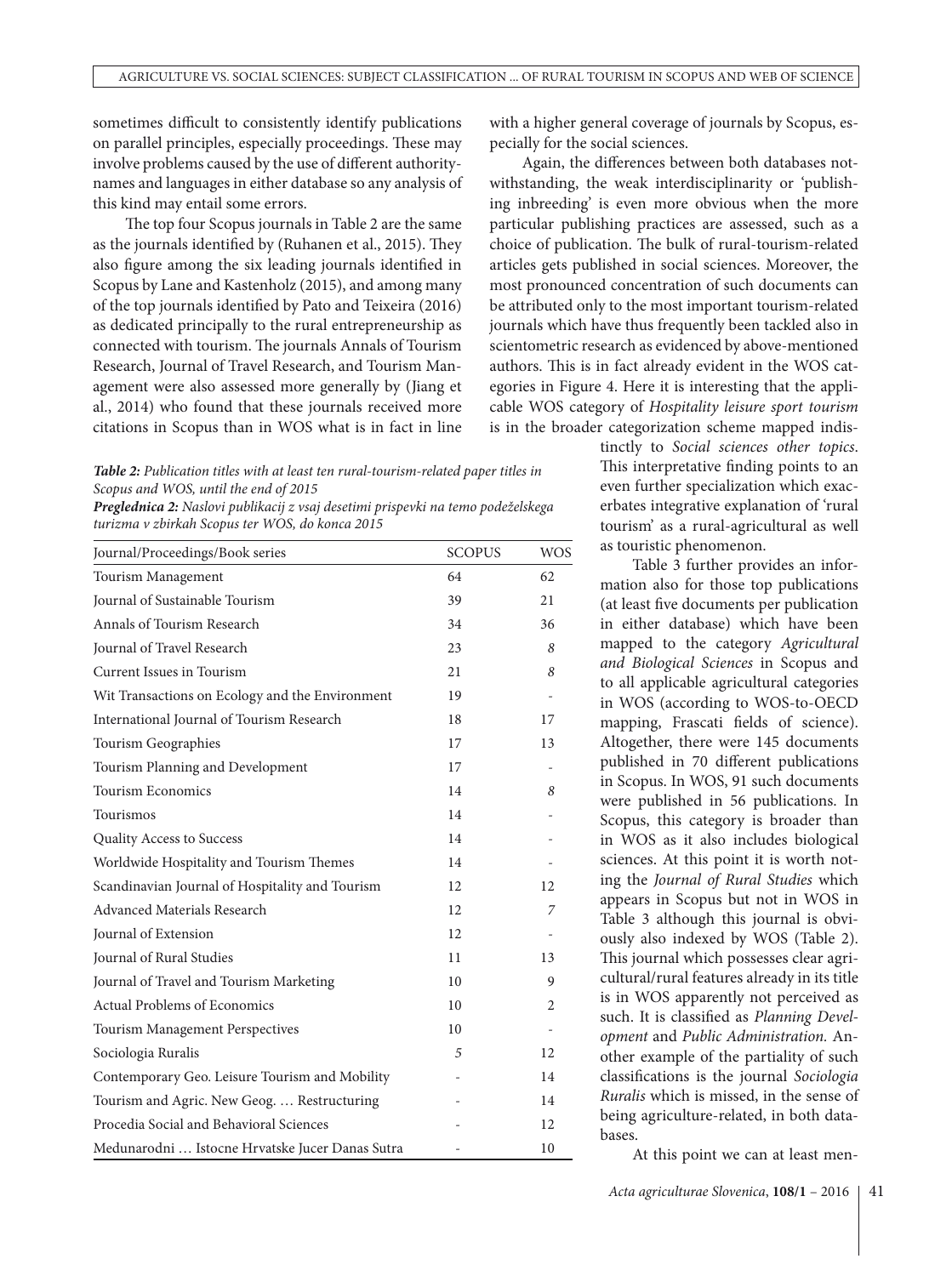sometimes difficult to consistently identify publications on parallel principles, especially proceedings. These may involve problems caused by the use of different authority-names and languages in either database so any analysis of this kind may entail some errors.

The top four Scopus journals in Table 2 are the same as the journals identified by (Ruhanen et al., 2015). They also figure among the six leading journals identified in Scopus by Lane and Kastenholz (2015), and among many of the top journals identified by Pato and Teixeira (2016) as dedicated principally to the rural entrepreneurship as connected with tourism. The journals Annals of Tourism Research, Journal of Travel Research, and Tourism Management were also assessed more generally by (Jiang et al., 2014) who found that these journals received more citations in Scopus than in WOS what is in fact in line with a higher general coverage of journals by Scopus, especially for the social sciences.

Again, the differences between both databases notwithstanding, the weak interdisciplinarity or 'publishing inbreeding' is even more obvious when the more particular publishing practices are assessed, such as a choice of publication. The bulk of rural-tourism-related articles gets published in social sciences. Moreover, the most pronounced concentration of such documents can be attributed only to the most important tourism-related journals which have thus frequently been tackled also in scientometric research as evidenced by above-mentioned authors. This is in fact already evident in the WOS categories in Figure 4. Here it is interesting that the applicable WOS category of *Hospitality leisure sport tourism* is in the broader categorization scheme mapped indistinctly to *Social sciences other topics*. This interpretative finding points to an even further specialization which exacerbates integrative explanation of 'rural tourism' as a rural-agricultural as well as touristic phenomenon.

***Table 2:*** *Publication titles with at least ten rural-tourism-related paper titles in Scopus and WOS, until the end of 2015*

***Preglednica 2:*** *Naslovi publikacij z vsaj desetimi prispevki na temo podeželskega turizma v zbirkah Scopus ter WOS, do konca 2015*

| Journal/Proceedings/Book series | SCOPUS | WOS |
|---|---|---|
| Tourism Management | 64 | 62 |
| Journal of Sustainable Tourism | 39 | 21 |
| Annals of Tourism Research | 34 | 36 |
| Journal of Travel Research | 23 | *8* |
| Current Issues in Tourism | 21 | *8* |
| Wit Transactions on Ecology and the Environment | 19 | - |
| International Journal of Tourism Research | 18 | 17 |
| Tourism Geographies | 17 | 13 |
| Tourism Planning and Development | 17 | - |
| Tourism Economics | 14 | *8* |
| Tourismos | 14 | - |
| Quality Access to Success | 14 | - |
| Worldwide Hospitality and Tourism Themes | 14 | - |
| Scandinavian Journal of Hospitality and Tourism | 12 | 12 |
| Advanced Materials Research | 12 | *7* |
| Journal of Extension | 12 | - |
| Journal of Rural Studies | 11 | 13 |
| Journal of Travel and Tourism Marketing | 10 | 9 |
| Actual Problems of Economics | 10 | 2 |
| Tourism Management Perspectives | 10 | - |
| Sociologia Ruralis | *5* | 12 |
| Contemporary Geo. Leisure Tourism and Mobility | - | 14 |
| Tourism and Agric. New Geog. … Restructuring | - | 14 |
| Procedia Social and Behavioral Sciences | - | 12 |
| Medunarodni … Istocne Hrvatske Jucer Danas Sutra | - | 10 |

Table 3 further provides an information also for those top publications (at least five documents per publication in either database) which have been mapped to the category *Agricultural and Biological Sciences* in Scopus and to all applicable agricultural categories in WOS (according to WOS-to-OECD mapping, Frascati fields of science). Altogether, there were 145 documents published in 70 different publications in Scopus. In WOS, 91 such documents were published in 56 publications. In Scopus, this category is broader than in WOS as it also includes biological sciences. At this point it is worth noting the *Journal of Rural Studies* which appears in Scopus but not in WOS in Table 3 although this journal is obviously also indexed by WOS (Table 2). This journal which possesses clear agricultural/rural features already in its title is in WOS apparently not perceived as such. It is classified as *Planning Development* and *Public Administration.* Another example of the partiality of such classifications is the journal *Sociologia Ruralis* which is missed, in the sense of being agriculture-related, in both databases.

At this point we can at least men-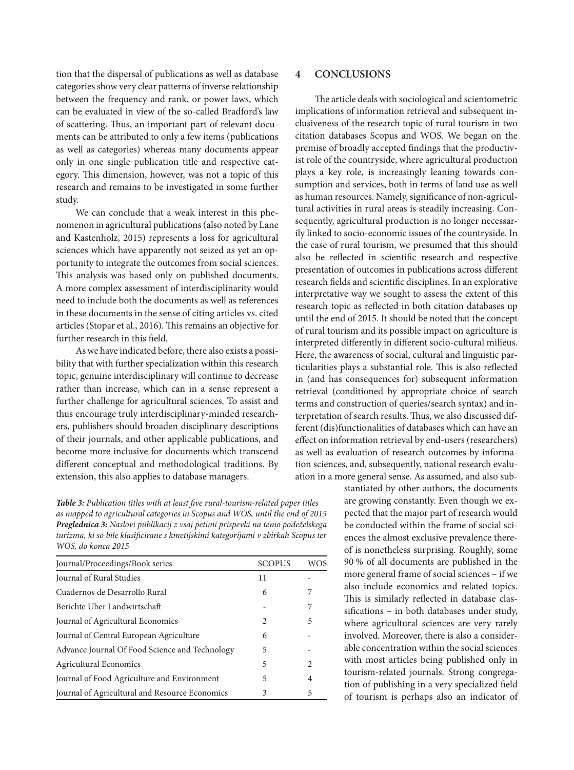tion that the dispersal of publications as well as database categories show very clear patterns of inverse relationship between the frequency and rank, or power laws, which can be evaluated in view of the so-called Bradford's law of scattering. Thus, an important part of relevant documents can be attributed to only a few items (publications as well as categories) whereas many documents appear only in one single publication title and respective category. This dimension, however, was not a topic of this research and remains to be investigated in some further study.

We can conclude that a weak interest in this phenomenon in agricultural publications (also noted by Lane and Kastenholz, 2015) represents a loss for agricultural sciences which have apparently not seized as yet an opportunity to integrate the outcomes from social sciences. This analysis was based only on published documents. A more complex assessment of interdisciplinarity would need to include both the documents as well as references in these documents in the sense of citing articles vs. cited articles (Stopar et al., 2016). This remains an objective for further research in this field.

As we have indicated before, there also exists a possibility that with further specialization within this research topic, genuine interdisciplinary will continue to decrease rather than increase, which can in a sense represent a further challenge for agricultural sciences. To assist and thus encourage truly interdisciplinary-minded researchers, publishers should broaden disciplinary descriptions of their journals, and other applicable publications, and become more inclusive for documents which transcend different conceptual and methodological traditions. By extension, this also applies to database managers.

***Table 3:*** *Publication titles with at least five rural-tourism-related paper titles as mapped to agricultural categories in Scopus and WOS, until the end of 2015*
***Preglednica 3:*** *Naslovi publikacij z vsaj petimi prispevki na temo podeželskega turizma, ki so bile klasificirane s kmetijskimi kategorijami v zbirkah Scopus ter WOS, do konca 2015*

| Journal/Proceedings/Book series | SCOPUS | WOS |
|---|---|---|
| Journal of Rural Studies | 11 | - |
| Cuadernos de Desarrollo Rural | 6 | 7 |
| Berichte Uber Landwirtschaft | - | 7 |
| Journal of Agricultural Economics | 2 | 5 |
| Journal of Central European Agriculture | 6 | - |
| Advance Journal Of Food Science and Technology | 5 | - |
| Agricultural Economics | 5 | 2 |
| Journal of Food Agriculture and Environment | 5 | 4 |
| Journal of Agricultural and Resource Economics | 3 | 5 |

## 4 CONCLUSIONS

The article deals with sociological and scientometric implications of information retrieval and subsequent inclusiveness of the research topic of rural tourism in two citation databases Scopus and WOS. We began on the premise of broadly accepted findings that the productivist role of the countryside, where agricultural production plays a key role, is increasingly leaning towards consumption and services, both in terms of land use as well as human resources. Namely, significance of non-agricultural activities in rural areas is steadily increasing. Consequently, agricultural production is no longer necessarily linked to socio-economic issues of the countryside. In the case of rural tourism, we presumed that this should also be reflected in scientific research and respective presentation of outcomes in publications across different research fields and scientific disciplines. In an explorative interpretative way we sought to assess the extent of this research topic as reflected in both citation databases up until the end of 2015. It should be noted that the concept of rural tourism and its possible impact on agriculture is interpreted differently in different socio-cultural milieus. Here, the awareness of social, cultural and linguistic particularities plays a substantial role. This is also reflected in (and has consequences for) subsequent information retrieval (conditioned by appropriate choice of search terms and construction of queries/search syntax) and interpretation of search results. Thus, we also discussed different (dis)functionalities of databases which can have an effect on information retrieval by end-users (researchers) as well as evaluation of research outcomes by information sciences, and, subsequently, national research evaluation in a more general sense. As assumed, and also substantiated by other authors, the documents are growing constantly. Even though we expected that the major part of research would be conducted within the frame of social sciences the almost exclusive prevalence thereof is nonetheless surprising. Roughly, some 90 % of all documents are published in the more general frame of social sciences – if we also include economics and related topics. This is similarly reflected in database classifications – in both databases under study, where agricultural sciences are very rarely involved. Moreover, there is also a considerable concentration within the social sciences with most articles being published only in tourism-related journals. Strong congregation of publishing in a very specialized field of tourism is perhaps also an indicator of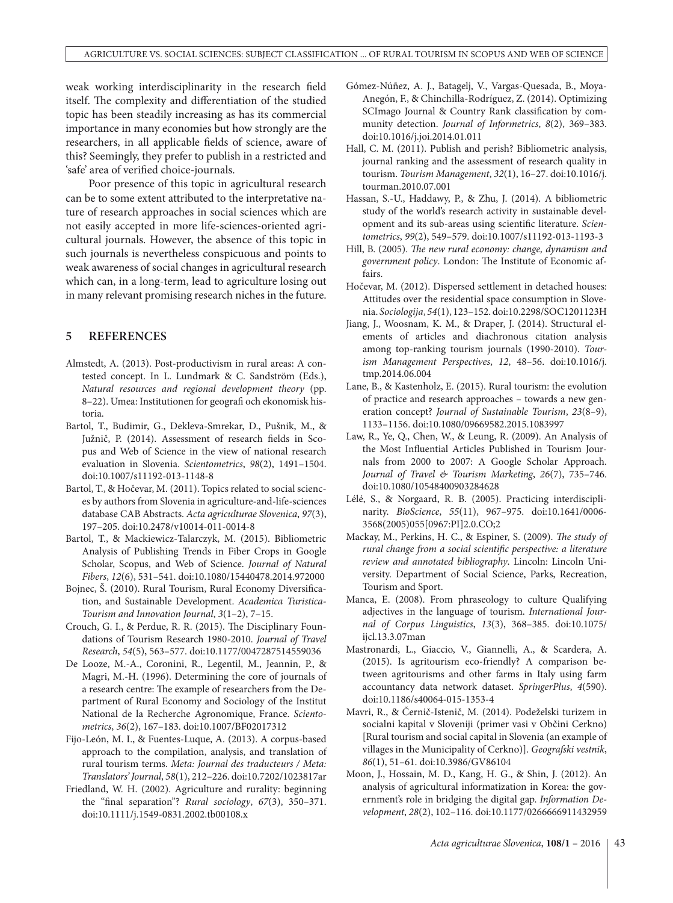weak working interdisciplinarity in the research field itself. The complexity and differentiation of the studied topic has been steadily increasing as has its commercial importance in many economies but how strongly are the researchers, in all applicable fields of science, aware of this? Seemingly, they prefer to publish in a restricted and 'safe' area of verified choice-journals.

Poor presence of this topic in agricultural research can be to some extent attributed to the interpretative nature of research approaches in social sciences which are not easily accepted in more life-sciences-oriented agricultural journals. However, the absence of this topic in such journals is nevertheless conspicuous and points to weak awareness of social changes in agricultural research which can, in a long-term, lead to agriculture losing out in many relevant promising research niches in the future.

## 5 REFERENCES

Almstedt, A. (2013). Post-productivism in rural areas: A contested concept. In L. Lundmark & C. Sandström (Eds.), *Natural resources and regional development theory* (pp. 8–22). Umea: Institutionen for geografi och ekonomisk historia.

Bartol, T., Budimir, G., Dekleva-Smrekar, D., Pušnik, M., & Južnič, P. (2014). Assessment of research fields in Scopus and Web of Science in the view of national research evaluation in Slovenia. *Scientometrics*, *98*(2), 1491–1504. doi:10.1007/s11192-013-1148-8

Bartol, T., & Hočevar, M. (2011). Topics related to social sciences by authors from Slovenia in agriculture-and-life-sciences database CAB Abstracts. *Acta agriculturae Slovenica*, *97*(3), 197–205. doi:10.2478/v10014-011-0014-8

Bartol, T., & Mackiewicz-Talarczyk, M. (2015). Bibliometric Analysis of Publishing Trends in Fiber Crops in Google Scholar, Scopus, and Web of Science. *Journal of Natural Fibers*, *12*(6), 531–541. doi:10.1080/15440478.2014.972000

Bojnec, Š. (2010). Rural Tourism, Rural Economy Diversification, and Sustainable Development. *Academica Turistica-Tourism and Innovation Journal*, *3*(1–2), 7–15.

Crouch, G. I., & Perdue, R. R. (2015). The Disciplinary Foundations of Tourism Research 1980-2010. *Journal of Travel Research*, *54*(5), 563–577. doi:10.1177/0047287514559036

De Looze, M.-A., Coronini, R., Legentil, M., Jeannin, P., & Magri, M.-H. (1996). Determining the core of journals of a research centre: The example of researchers from the Department of Rural Economy and Sociology of the Institut National de la Recherche Agronomique, France. *Scientometrics*, *36*(2), 167–183. doi:10.1007/BF02017312

Fijo-León, M. I., & Fuentes-Luque, A. (2013). A corpus-based approach to the compilation, analysis, and translation of rural tourism terms. *Meta: Journal des traducteurs / Meta: Translators' Journal*, *58*(1), 212–226. doi:10.7202/1023817ar

Friedland, W. H. (2002). Agriculture and rurality: beginning the "final separation"? *Rural sociology*, *67*(3), 350–371. doi:10.1111/j.1549-0831.2002.tb00108.x

Gómez-Núñez, A. J., Batagelj, V., Vargas-Quesada, B., Moya-Anegón, F., & Chinchilla-Rodríguez, Z. (2014). Optimizing SCImago Journal & Country Rank classification by community detection. *Journal of Informetrics*, *8*(2), 369–383. doi:10.1016/j.joi.2014.01.011

Hall, C. M. (2011). Publish and perish? Bibliometric analysis, journal ranking and the assessment of research quality in tourism. *Tourism Management*, *32*(1), 16–27. doi:10.1016/j.tourman.2010.07.001

Hassan, S.-U., Haddawy, P., & Zhu, J. (2014). A bibliometric study of the world's research activity in sustainable development and its sub-areas using scientific literature. *Scientometrics*, *99*(2), 549–579. doi:10.1007/s11192-013-1193-3

Hill, B. (2005). *The new rural economy: change, dynamism and government policy*. London: The Institute of Economic affairs.

Hočevar, M. (2012). Dispersed settlement in detached houses: Attitudes over the residential space consumption in Slovenia. *Sociologija*, *54*(1), 123–152. doi:10.2298/SOC1201123H

Jiang, J., Woosnam, K. M., & Draper, J. (2014). Structural elements of articles and diachronous citation analysis among top-ranking tourism journals (1990-2010). *Tourism Management Perspectives*, *12*, 48–56. doi:10.1016/j.tmp.2014.06.004

Lane, B., & Kastenholz, E. (2015). Rural tourism: the evolution of practice and research approaches – towards a new generation concept? *Journal of Sustainable Tourism*, *23*(8–9), 1133–1156. doi:10.1080/09669582.2015.1083997

Law, R., Ye, Q., Chen, W., & Leung, R. (2009). An Analysis of the Most Influential Articles Published in Tourism Journals from 2000 to 2007: A Google Scholar Approach. *Journal of Travel & Tourism Marketing*, *26*(7), 735–746. doi:10.1080/10548400903284628

Lélé, S., & Norgaard, R. B. (2005). Practicing interdisciplinarity. *BioScience*, *55*(11), 967–975. doi:10.1641/0006-3568(2005)055[0967:PI]2.0.CO;2

Mackay, M., Perkins, H. C., & Espiner, S. (2009). *The study of rural change from a social scientific perspective: a literature review and annotated bibliography*. Lincoln: Lincoln University. Department of Social Science, Parks, Recreation, Tourism and Sport.

Manca, E. (2008). From phraseology to culture Qualifying adjectives in the language of tourism. *International Journal of Corpus Linguistics*, *13*(3), 368–385. doi:10.1075/ijcl.13.3.07man

Mastronardi, L., Giaccio, V., Giannelli, A., & Scardera, A. (2015). Is agritourism eco-friendly? A comparison between agritourisms and other farms in Italy using farm accountancy data network dataset. *SpringerPlus*, *4*(590). doi:10.1186/s40064-015-1353-4

Mavri, R., & Černič-Istenič, M. (2014). Podeželski turizem in socialni kapital v Sloveniji (primer vasi v Občini Cerkno) [Rural tourism and social capital in Slovenia (an example of villages in the Municipality of Cerkno)]. *Geografski vestnik*, *86*(1), 51–61. doi:10.3986/GV86104

Moon, J., Hossain, M. D., Kang, H. G., & Shin, J. (2012). An analysis of agricultural informatization in Korea: the government's role in bridging the digital gap. *Information Development*, *28*(2), 102–116. doi:10.1177/0266666911432959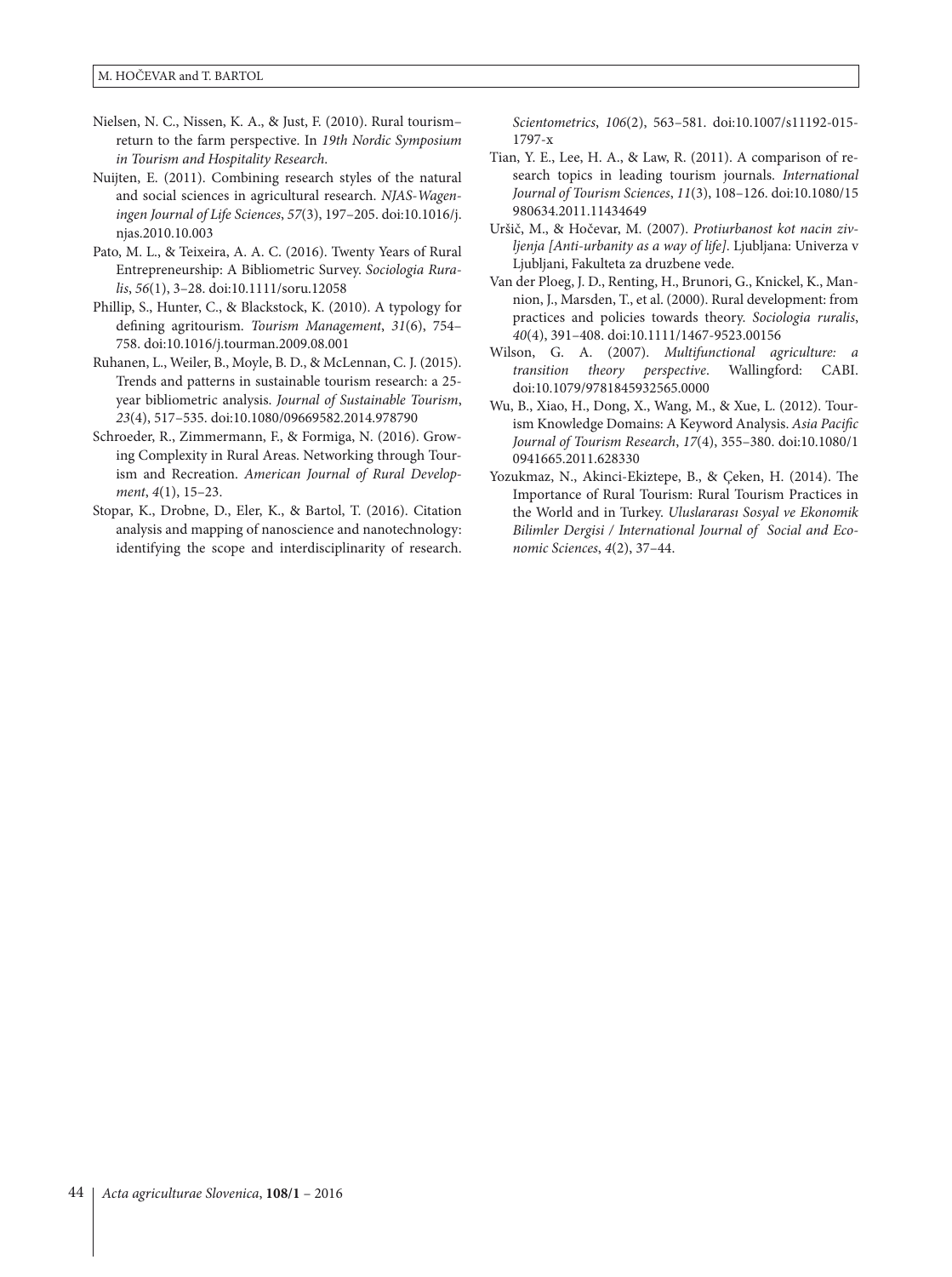Nielsen, N. C., Nissen, K. A., & Just, F. (2010). Rural tourism–return to the farm perspective. In *19th Nordic Symposium in Tourism and Hospitality Research.*

Nuijten, E. (2011). Combining research styles of the natural and social sciences in agricultural research. *NJAS-Wageningen Journal of Life Sciences*, *57*(3), 197–205. doi:10.1016/j.njas.2010.10.003

Pato, M. L., & Teixeira, A. A. C. (2016). Twenty Years of Rural Entrepreneurship: A Bibliometric Survey. *Sociologia Ruralis*, *56*(1), 3–28. doi:10.1111/soru.12058

Phillip, S., Hunter, C., & Blackstock, K. (2010). A typology for defining agritourism. *Tourism Management*, *31*(6), 754–758. doi:10.1016/j.tourman.2009.08.001

Ruhanen, L., Weiler, B., Moyle, B. D., & McLennan, C. J. (2015). Trends and patterns in sustainable tourism research: a 25-year bibliometric analysis. *Journal of Sustainable Tourism*, *23*(4), 517–535. doi:10.1080/09669582.2014.978790

Schroeder, R., Zimmermann, F., & Formiga, N. (2016). Growing Complexity in Rural Areas. Networking through Tourism and Recreation. *American Journal of Rural Development*, *4*(1), 15–23.

Stopar, K., Drobne, D., Eler, K., & Bartol, T. (2016). Citation analysis and mapping of nanoscience and nanotechnology: identifying the scope and interdisciplinarity of research. *Scientometrics*, *106*(2), 563–581. doi:10.1007/s11192-015-1797-x

Tian, Y. E., Lee, H. A., & Law, R. (2011). A comparison of research topics in leading tourism journals. *International Journal of Tourism Sciences*, *11*(3), 108–126. doi:10.1080/15980634.2011.11434649

Uršič, M., & Hočevar, M. (2007). *Protiurbanost kot nacin zivljenja [Anti-urbanity as a way of life]*. Ljubljana: Univerza v Ljubljani, Fakulteta za druzbene vede.

Van der Ploeg, J. D., Renting, H., Brunori, G., Knickel, K., Mannion, J., Marsden, T., et al. (2000). Rural development: from practices and policies towards theory. *Sociologia ruralis*, *40*(4), 391–408. doi:10.1111/1467-9523.00156

Wilson, G. A. (2007). *Multifunctional agriculture: a transition theory perspective*. Wallingford: CABI. doi:10.1079/9781845932565.0000

Wu, B., Xiao, H., Dong, X., Wang, M., & Xue, L. (2012). Tourism Knowledge Domains: A Keyword Analysis. *Asia Pacific Journal of Tourism Research*, *17*(4), 355–380. doi:10.1080/10941665.2011.628330

Yozukmaz, N., Akinci-Ekiztepe, B., & Çeken, H. (2014). The Importance of Rural Tourism: Rural Tourism Practices in the World and in Turkey. *Uluslararası Sosyal ve Ekonomik Bilimler Dergisi / International Journal of Social and Economic Sciences*, *4*(2), 37–44.